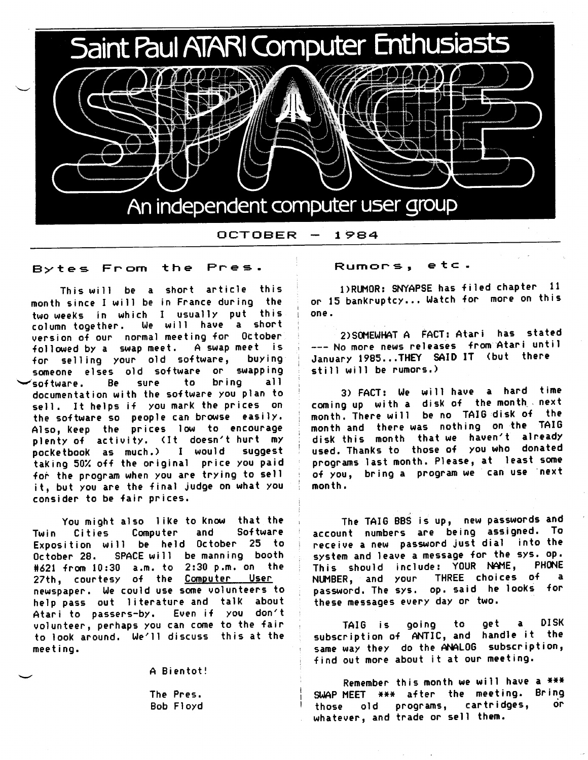# Saint Paul ATARI Computer Enthusiasts

# SPACE

An independent computer user group

OCTOBER — 1984

## Bytes From the Pres.

This will be a short article this month since I will be in France during the two weeks in which I usually put this column together. We will have a short version of our normal meeting for October followed by a swap meet. A swap meet is for selling your old software, buying someone elses old software or swapping software. Be sure to bring all documentation with the software you plan to sell. It helps if you mark the prices on the software so people can browse easily. Also, keep the prices low to encourage plenty of activity. (It doesn't hurt my pocketbook as much.) I would suggest taking 50% off the original price you paid for the program when you are trying to sell it, but you are the final judge on what you consider to be fair prices.

You might also like to know that the Twin Cities Computer and Software Exposition will be held October 25 to October 28. SPACE will be manning booth #621 from 10:30 a.m. to 2:30 p.m. on the 27th, courtesy of the Computer User newspaper. We could use some volunteers to help pass out literature and talk about Atari to passers-by. Even if you don't volunteer, perhaps you can come to the fair to look around. We'll discuss this at the meeting.

A Bientot!

The Pres.
Bob Floyd

## Rumors, etc.

1)RUMOR: SNYAPSE has filed chapter 11 or 15 bankruptcy... Watch for more on this one.

2)SOMEWHAT A FACT: Atari has stated --- No more news releases from Atari until January 1985...THEY SAID IT (but there still will be rumors.)

3) FACT: We will have a hard time coming up with a disk of the month next month. There will be no TAIG disk of the month and there was nothing on the TAIG disk this month that we haven't already used. Thanks to those of you who donated programs last month. Please, at least some of you, bring a program we can use next month.

The TAIG BBS is up, new passwords and account numbers are being assigned. To receive a new password just dial into the system and leave a message for the sys. op. This should include: YOUR NAME, PHONE NUMBER, and your THREE choices of a password. The sys. op. said he looks for these messages every day or two.

TAIG is going to get a DISK subscription of ANTIC, and handle it the same way they do the ANALOG subscription, find out more about it at our meeting.

Remember this month we will have a *** SWAP MEET *** after the meeting. Bring those old programs, cartridges, or whatever, and trade or sell them.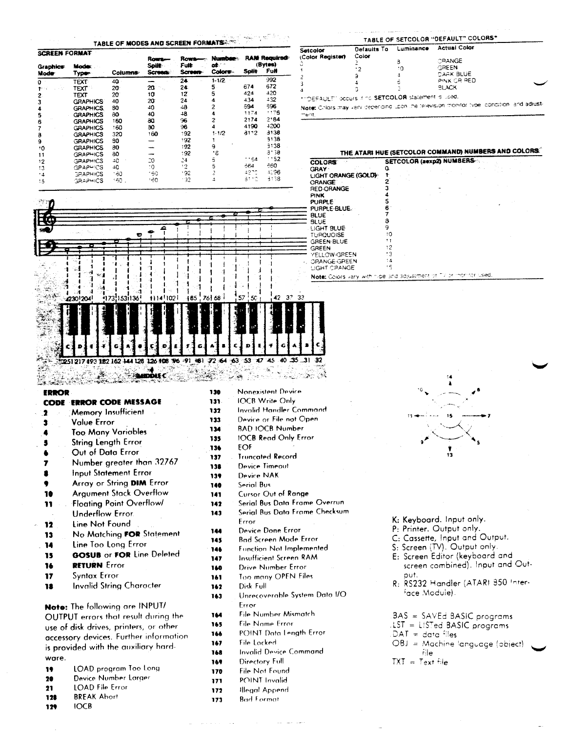## TABLE OF MODES AND SCREEN FORMATS

| Graphics Mode | Mode Type | Columns | Rows— Split Screen | Rows— Full Screen | Number of Colors | RAM Required (Bytes) Split | Full |
|---|---|---|---|---|---|---|---|
| 0 | TEXT | 40 | — | 24 | 1-1/2 | | 992 |
| 1 | TEXT | 20 | 20 | 24 | 5 | 674 | 672 |
| 2 | TEXT | 20 | 10 | 12 | 5 | 424 | 420 |
| 3 | GRAPHICS | 40 | 20 | 24 | 4 | 434 | 432 |
| 4 | GRAPHICS | 80 | 40 | 48 | 2 | 694 | 696 |
| 5 | GRAPHICS | 80 | 40 | 48 | 4 | 1174 | 1176 |
| 6 | GRAPHICS | 160 | 80 | 96 | 2 | 2174 | 2184 |
| 7 | GRAPHICS | 160 | 80 | 96 | 4 | 4190 | 4200 |
| 8 | GRAPHICS | 320 | 160 | 192 | 1-1/2 | 8112 | 8138 |
| 9 | GRAPHICS | 80 | — | 192 | 1 | | 8138 |
| 10 | GRAPHICS | 80 | — | 192 | 9 | | 8138 |
| 11 | GRAPHICS | 80 | — | 192 | 16 | | 8138 |
| 12 | GRAPHICS | 40 | 20 | 24 | 5 | 1154 | 1152 |
| 13 | GRAPHICS | 40 | 10 | 12 | 5 | 664 | 660 |
| 14 | GRAPHICS | 160 | 160 | 192 | 2 | 4270 | 4296 |
| 15 | GRAPHICS | 160 | 160 | 192 | 4 | 8112 | 8138 |

## TABLE OF SETCOLOR "DEFAULT" COLORS*

| Setcolor (Color Register) | Defaults To Color | Luminance | Actual Color |
|---|---|---|---|
| 0 | 2 | 8 | ORANGE |
| 1 | 12 | 10 | GREEN |
| 2 | 9 | 4 | DARK BLUE |
| 3 | 4 | 6 | PINK OR RED |
| 4 | 0 | 0 | BLACK |

*"DEFAULT" occurs if no **SETCOLOR** statement is used.

**Note:** Colors may vary depending upon the television monitor type, condition, and adjustment.

## THE ATARI HUE (SETCOLOR COMMAND) NUMBERS AND COLORS

| COLORS | SETCOLOR (aexp2) NUMBERS |
|---|---|
| GRAY | 0 |
| LIGHT ORANGE (GOLD) | 1 |
| ORANGE | 2 |
| RED-ORANGE | 3 |
| PINK | 4 |
| PURPLE | 5 |
| PURPLE-BLUE | 6 |
| BLUE | 7 |
| BLUE | 8 |
| LIGHT BLUE | 9 |
| TURQUOISE | 10 |
| GREEN-BLUE | 11 |
| GREEN | 12 |
| YELLOW-GREEN | 13 |
| ORANGE-GREEN | 14 |
| LIGHT ORANGE | 15 |

**Note:** Colors vary with type and adjustment of TV or monitor used.

230 204 173 153 136 114 102 85 76 68 57 50 42 37 33

C D E F G A B C D E F G A B C D E F G A B C

251 217 193 182 162 144 128 126 108 96 91 81 72 64 63 53 47 45 40 35 31 32

MIDDLE C

14, 6, 7, 5, 13, 9, 11, 10, 15

| ERROR CODE | ERROR CODE MESSAGE |
|---|---|
| 2 | Memory Insufficient |
| 3 | Value Error |
| 4 | Too Many Variables |
| 5 | String Length Error |
| 6 | Out of Data Error |
| 7 | Number greater than 32767 |
| 8 | Input Statement Error |
| 9 | Array or String **DIM** Error |
| 10 | Argument Stack Overflow |
| 11 | Floating Point Overflow/ Underflow Error |
| 12 | Line Not Found |
| 13 | No Matching **FOR** Statement |
| 14 | Line Too Long Error |
| 15 | **GOSUB** or **FOR** Line Deleted |
| 16 | **RETURN** Error |
| 17 | Syntax Error |
| 18 | Invalid String Character |

**Note:** The following are INPUT/OUTPUT errors that result during the use of disk drives, printers, or other accessory devices. Further information is provided with the auxiliary hardware.

| | |
|---|---|
| 19 | LOAD program Too Long |
| 20 | Device Number Larger |
| 21 | LOAD File Error |
| 128 | BREAK Abort |
| 129 | IOCB |
| 130 | Nonexistent Device |
| 131 | IOCB Write Only |
| 132 | Invalid Handler Command |
| 133 | Device or File not Open |
| 134 | BAD IOCB Number |
| 135 | IOCB Read Only Error |
| 136 | EOF |
| 137 | Truncated Record |
| 138 | Device Timeout |
| 139 | Device NAK |
| 140 | Serial Bus |
| 141 | Cursor Out of Range |
| 142 | Serial Bus Data Frame Overrun |
| 143 | Serial Bus Data Frame Checksum Error |
| 144 | Device Done Error |
| 145 | Bad Screen Mode Error |
| 146 | Function Not Implemented |
| 147 | Insufficient Screen RAM |
| 160 | Drive Number Error |
| 161 | Too many OPEN Files |
| 162 | Disk Full |
| 163 | Unrecoverable System Data I/O Error |
| 164 | File Number Mismatch |
| 165 | File Name Error |
| 166 | POINT Data Length Error |
| 167 | File Locked |
| 168 | Invalid Device Command |
| 169 | Directory Full |
| 170 | File Not Found |
| 171 | POINT Invalid |
| 172 | Illegal Append |
| 173 | Bad Format |

K: Keyboard. Input only.
P: Printer. Output only.
C: Cassette, Input and Output.
S: Screen (TV). Output only.
E: Screen Editor (keyboard and screen combined). Input and Output.
R: RS232 Handler (ATARI 850 Interface Module).

BAS = SAVEd BASIC programs
LST = LISTed BASIC programs
DAT = data files
OBJ = Machine language (object) file
TXT = Text file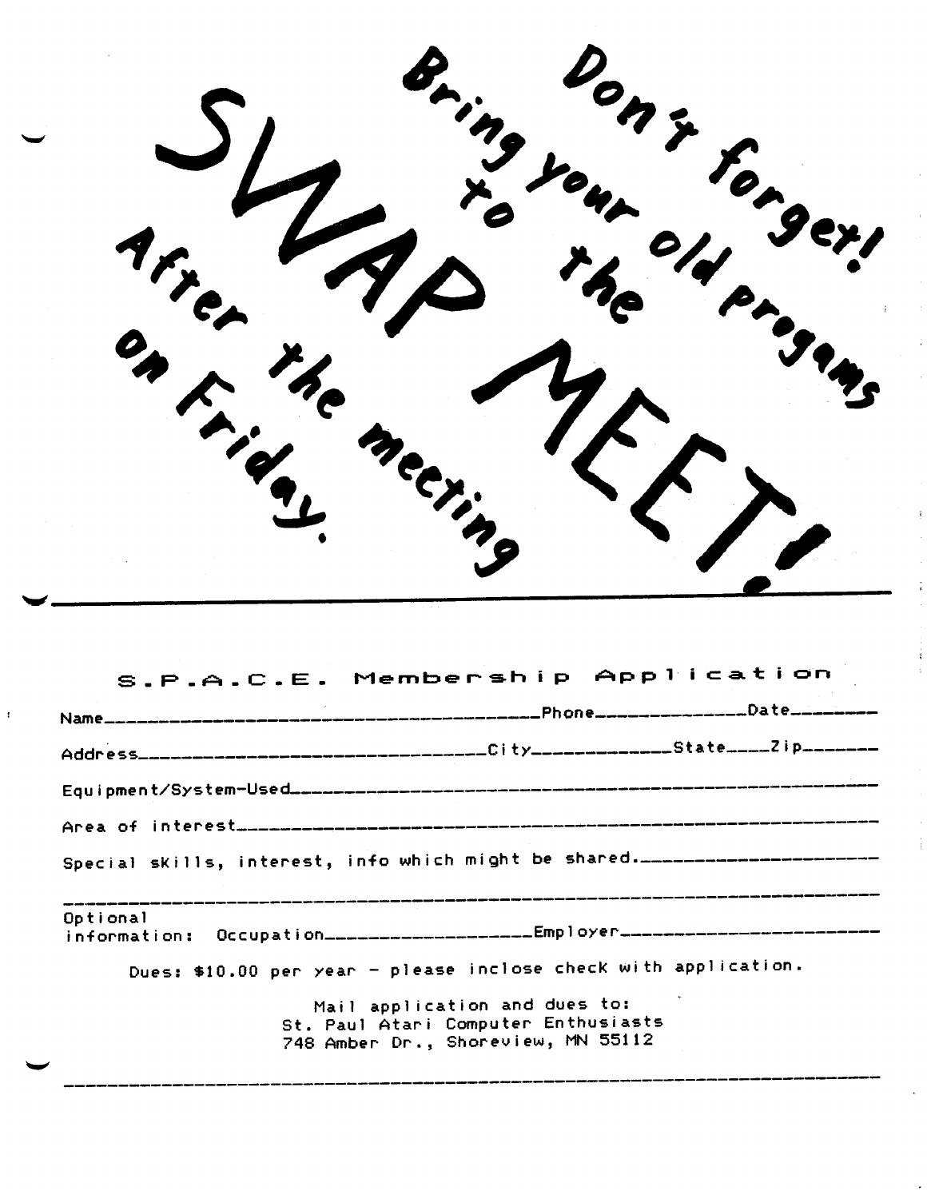Don't forget!
Bring your old progams
to the
SWAP MEET!
After the meeting
on Friday.

---

## S.P.A.C.E. Membership Application

Name\_\_\_\_\_\_\_\_\_\_\_\_\_\_\_\_\_\_\_\_\_\_\_\_\_\_\_\_\_\_\_\_\_\_\_\_\_\_\_\_Phone\_\_\_\_\_\_\_\_\_\_\_\_\_\_\_Date\_\_\_\_\_\_\_\_

Address\_\_\_\_\_\_\_\_\_\_\_\_\_\_\_\_\_\_\_\_\_\_\_\_\_\_\_\_\_\_\_\_\_\_City\_\_\_\_\_\_\_\_\_\_\_\_\_State\_\_\_\_Zip\_\_\_\_\_\_\_

Equipment/System-Used\_\_\_\_\_\_\_\_\_\_\_\_\_\_\_\_\_\_\_\_\_\_\_\_\_\_\_\_\_\_\_\_\_\_\_\_\_\_\_\_\_\_\_\_\_\_\_\_\_\_\_\_\_\_\_\_

Area of interest\_\_\_\_\_\_\_\_\_\_\_\_\_\_\_\_\_\_\_\_\_\_\_\_\_\_\_\_\_\_\_\_\_\_\_\_\_\_\_\_\_\_\_\_\_\_\_\_\_\_\_\_\_\_\_\_\_\_\_\_

Special skills, interest, info which might be shared.\_\_\_\_\_\_\_\_\_\_\_\_\_\_\_\_\_\_\_\_\_\_\_

\_\_\_\_\_\_\_\_\_\_\_\_\_\_\_\_\_\_\_\_\_\_\_\_\_\_\_\_\_\_\_\_\_\_\_\_\_\_\_\_\_\_\_\_\_\_\_\_\_\_\_\_\_\_\_\_\_\_\_\_\_\_\_\_\_\_\_\_\_\_\_\_\_\_\_\_

Optional
information: Occupation\_\_\_\_\_\_\_\_\_\_\_\_\_\_\_\_\_\_\_\_Employer\_\_\_\_\_\_\_\_\_\_\_\_\_\_\_\_\_\_\_\_\_\_\_\_\_\_

Dues: $10.00 per year - please inclose check with application.

Mail application and dues to:
St. Paul Atari Computer Enthusiasts
748 Amber Dr., Shoreview, MN 55112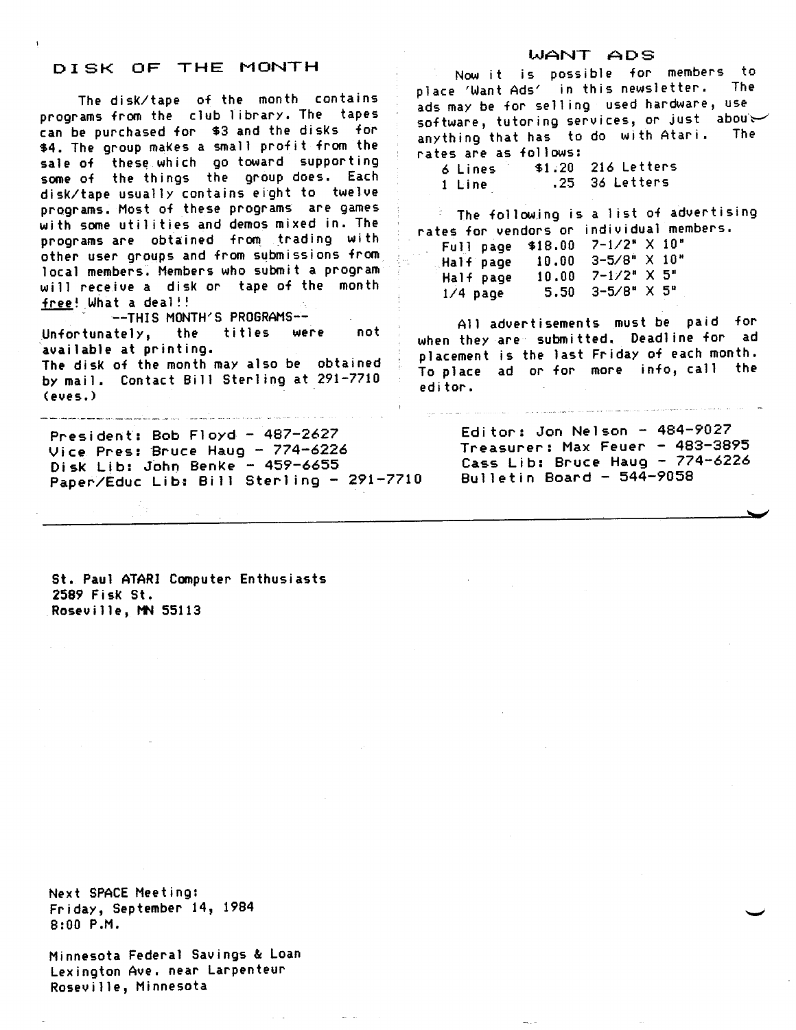## DISK OF THE MONTH

The disk/tape of the month contains programs from the club library. The tapes can be purchased for $3 and the disks for $4. The group makes a small profit from the sale of these which go toward supporting some of the things the group does. Each disk/tape usually contains eight to twelve programs. Most of these programs are games with some utilities and demos mixed in. The programs are obtained from trading with other user groups and from submissions from local members. Members who submit a program will receive a disk or tape of the month free! What a deal!!

--THIS MONTH'S PROGRAMS--

Unfortunately, the titles were not available at printing.

The disk of the month may also be obtained by mail. Contact Bill Sterling at 291-7710 (eves.)

## WANT ADS

Now it is possible for members to place 'Want Ads' in this newsletter. The ads may be for selling used hardware, use software, tutoring services, or just about anything that has to do with Atari. The rates are as follows:

| | | |
|---|---|---|
| 6 Lines | $1.20 | 216 Letters |
| 1 Line | .25 | 36 Letters |

The following is a list of advertising rates for vendors or individual members.

| | | |
|---|---|---|
| Full page | $18.00 | 7-1/2" X 10" |
| Half page | 10.00 | 3-5/8" X 10" |
| Half page | 10.00 | 7-1/2" X 5" |
| 1/4 page | 5.50 | 3-5/8" X 5" |

All advertisements must be paid for when they are submitted. Deadline for ad placement is the last Friday of each month. To place ad or for more info, call the editor.

President: Bob Floyd - 487-2627
Vice Pres: Bruce Haug - 774-6226
Disk Lib: John Benke - 459-6655
Paper/Educ Lib: Bill Sterling - 291-7710

Editor: Jon Nelson - 484-9027
Treasurer: Max Feuer - 483-3895
Cass Lib: Bruce Haug - 774-6226
Bulletin Board - 544-9058

---

St. Paul ATARI Computer Enthusiasts
2589 Fisk St.
Roseville, MN 55113

Next SPACE Meeting:
Friday, September 14, 1984
8:00 P.M.

Minnesota Federal Savings & Loan
Lexington Ave. near Larpenteur
Roseville, Minnesota